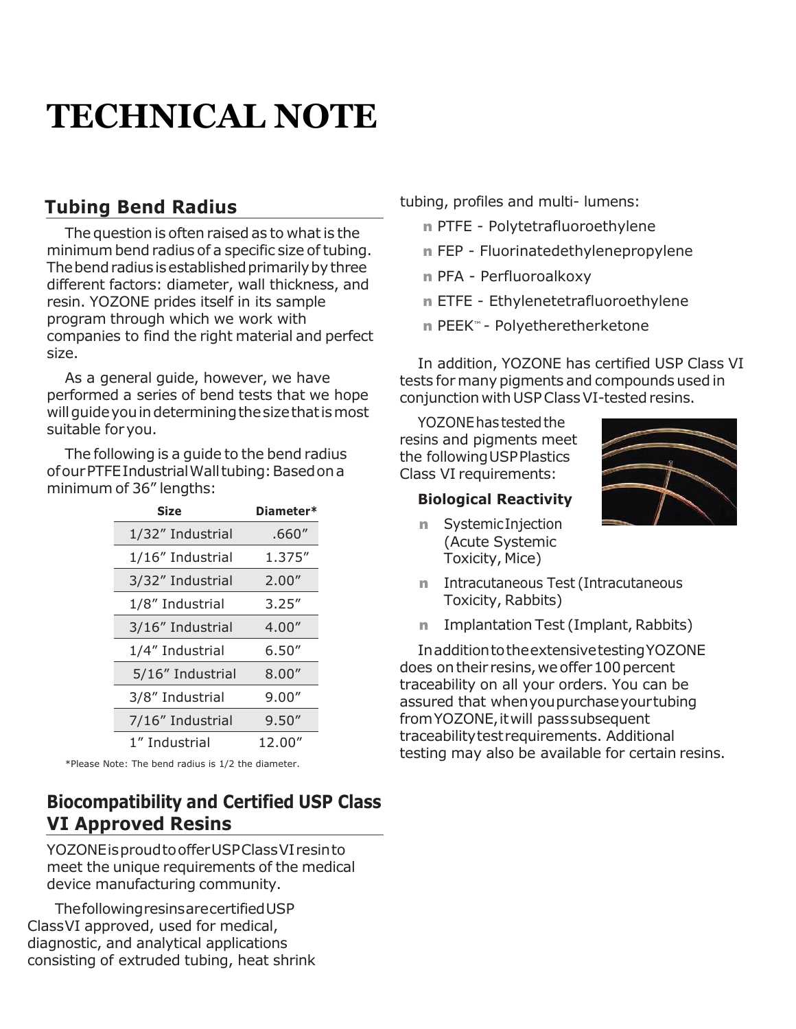# TECHNICAL NOTE

## Tubing Bend Radius

The question is often raised as to what is the minimum bend radius of a specific size of tubing. The bend radius is established primarily by three different factors: diameter, wall thickness, and resin. YOZONE prides itself in its sample program through which we work with companies to find the right material and perfect size.

As a general guide, however, we have performed a series of bend tests that we hope will guide you in determining the size that is most suitable for you.

The following is a guide to the bend radius of our PTFE Industrial Wall tubing: Based on a minimum of 36" lengths:

| Size | Diameter* |
|---|---|
| 1/32" Industrial | .660" |
| 1/16" Industrial | 1.375" |
| 3/32" Industrial | 2.00" |
| 1/8" Industrial | 3.25" |
| 3/16" Industrial | 4.00" |
| 1/4" Industrial | 6.50" |
| 5/16" Industrial | 8.00" |
| 3/8" Industrial | 9.00" |
| 7/16" Industrial | 9.50" |
| 1" Industrial | 12.00" |

*Please Note: The bend radius is 1/2 the diameter.

## Biocompatibility and Certified USP Class VI Approved Resins

YOZONE is proud to offer USP Class VI resin to meet the unique requirements of the medical device manufacturing community.

The following resins are certified USP Class VI approved, used for medical, diagnostic, and analytical applications consisting of extruded tubing, heat shrink tubing, profiles and multi- lumens:

- PTFE - Polytetrafluoroethylene
- FEP - Fluorinatedethylenepropylene
- PFA - Perfluoroalkoxy
- ETFE - Ethylenetetrafluoroethylene
- PEEK™ - Polyetheretherketone

In addition, YOZONE has certified USP Class VI tests for many pigments and compounds used in conjunction with USP Class VI-tested resins.

YOZONE has tested the resins and pigments meet the following USP Plastics Class VI requirements:

### Biological Reactivity

- Systemic Injection (Acute Systemic Toxicity, Mice)
- Intracutaneous Test (Intracutaneous Toxicity, Rabbits)
- Implantation Test (Implant, Rabbits)

In addition to the extensive testing YOZONE does on their resins, we offer 100 percent traceability on all your orders. You can be assured that when you purchase your tubing from YOZONE, it will pass subsequent traceability test requirements. Additional testing may also be available for certain resins.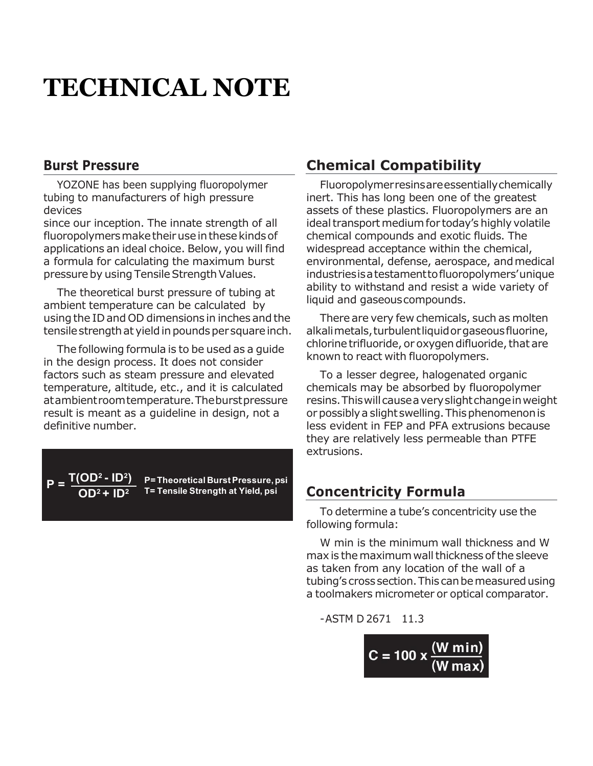# TECHNICAL NOTE

## Burst Pressure

YOZONE has been supplying fluoropolymer tubing to manufacturers of high pressure devices since our inception. The innate strength of all fluoropolymers make their use in these kinds of applications an ideal choice. Below, you will find a formula for calculating the maximum burst pressure by using Tensile Strength Values.

The theoretical burst pressure of tubing at ambient temperature can be calculated by using the ID and OD dimensions in inches and the tensile strength at yield in pounds per square inch.

The following formula is to be used as a guide in the design process. It does not consider factors such as steam pressure and elevated temperature, altitude, etc., and it is calculated at ambient room temperature. The burst pressure result is meant as a guideline in design, not a definitive number.

$$P = \frac{T(OD^2 - ID^2)}{OD^2 + ID^2}$$

**P = Theoretical Burst Pressure, psi**
**T = Tensile Strength at Yield, psi**

## Chemical Compatibility

Fluoropolymer resins are essentially chemically inert. This has long been one of the greatest assets of these plastics. Fluoropolymers are an ideal transport medium for today's highly volatile chemical compounds and exotic fluids. The widespread acceptance within the chemical, environmental, defense, aerospace, and medical industries is a testament to fluoropolymers' unique ability to withstand and resist a wide variety of liquid and gaseous compounds.

There are very few chemicals, such as molten alkali metals, turbulent liquid or gaseous fluorine, chlorine trifluoride, or oxygen difluoride, that are known to react with fluoropolymers.

To a lesser degree, halogenated organic chemicals may be absorbed by fluoropolymer resins. This will cause a very slight change in weight or possibly a slight swelling. This phenomenon is less evident in FEP and PFA extrusions because they are relatively less permeable than PTFE extrusions.

## Concentricity Formula

To determine a tube's concentricity use the following formula:

W min is the minimum wall thickness and W max is the maximum wall thickness of the sleeve as taken from any location of the wall of a tubing's cross section. This can be measured using a toolmakers micrometer or optical comparator.

-ASTM D 2671 11.3

$$C = 100 \times \frac{(W\ min)}{(W\ max)}$$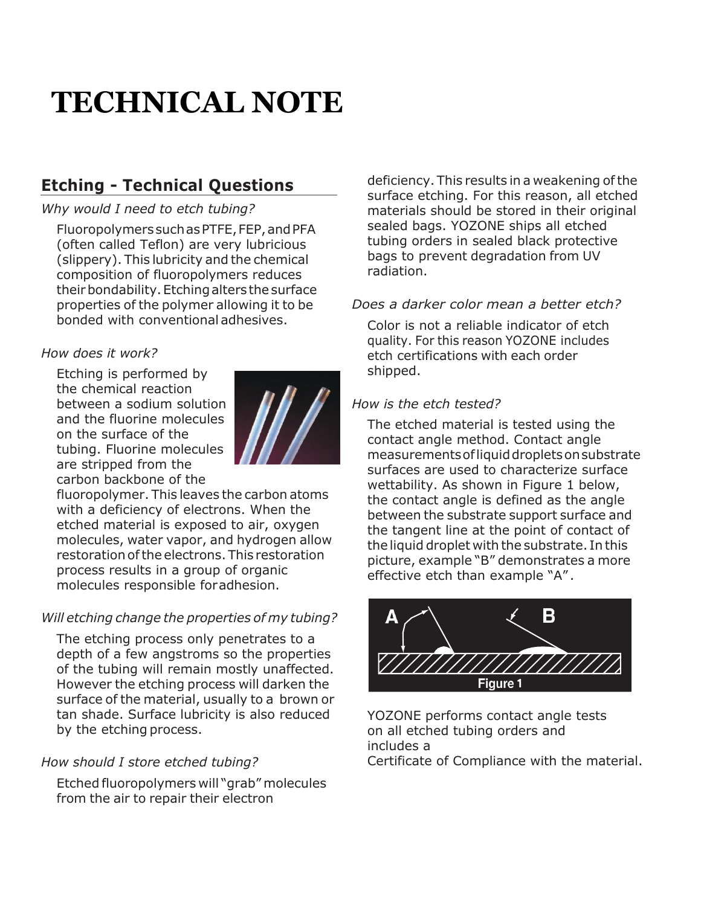# TECHNICAL NOTE

## Etching - Technical Questions

*Why would I need to etch tubing?*

Fluoropolymers such as PTFE, FEP, and PFA (often called Teflon) are very lubricious (slippery). This lubricity and the chemical composition of fluoropolymers reduces their bondability. Etching alters the surface properties of the polymer allowing it to be bonded with conventional adhesives.

*How does it work?*

Etching is performed by the chemical reaction between a sodium solution and the fluorine molecules on the surface of the tubing. Fluorine molecules are stripped from the carbon backbone of the fluoropolymer. This leaves the carbon atoms with a deficiency of electrons. When the etched material is exposed to air, oxygen molecules, water vapor, and hydrogen allow restoration of the electrons. This restoration process results in a group of organic molecules responsible for adhesion.

*Will etching change the properties of my tubing?*

The etching process only penetrates to a depth of a few angstroms so the properties of the tubing will remain mostly unaffected. However the etching process will darken the surface of the material, usually to a brown or tan shade. Surface lubricity is also reduced by the etching process.

*How should I store etched tubing?*

Etched fluoropolymers will "grab" molecules from the air to repair their electron deficiency. This results in a weakening of the surface etching. For this reason, all etched materials should be stored in their original sealed bags. YOZONE ships all etched tubing orders in sealed black protective bags to prevent degradation from UV radiation.

*Does a darker color mean a better etch?*

Color is not a reliable indicator of etch quality. For this reason YOZONE includes etch certifications with each order shipped.

*How is the etch tested?*

The etched material is tested using the contact angle method. Contact angle measurements of liquid droplets on substrate surfaces are used to characterize surface wettability. As shown in Figure 1 below, the contact angle is defined as the angle between the substrate support surface and the tangent line at the point of contact of the liquid droplet with the substrate. In this picture, example "B" demonstrates a more effective etch than example "A".

Figure 1

YOZONE performs contact angle tests on all etched tubing orders and includes a Certificate of Compliance with the material.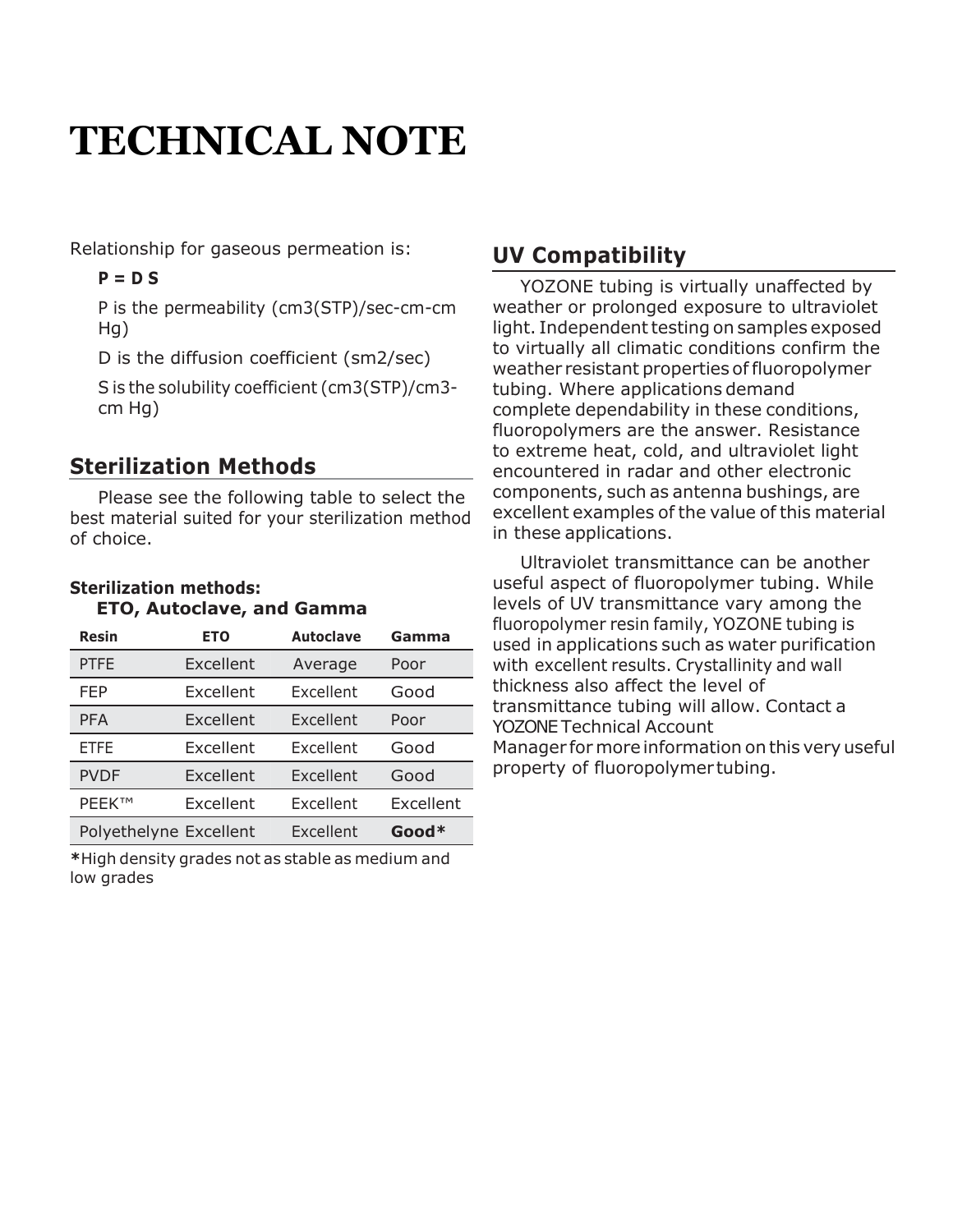# TECHNICAL NOTE

Relationship for gaseous permeation is:

**P = D S**

P is the permeability (cm3(STP)/sec-cm-cm Hg)

D is the diffusion coefficient (sm2/sec)

S is the solubility coefficient (cm3(STP)/cm3-cm Hg)

## Sterilization Methods

Please see the following table to select the best material suited for your sterilization method of choice.

**Sterilization methods:**
**ETO, Autoclave, and Gamma**

| Resin | ETO | Autoclave | Gamma |
|---|---|---|---|
| PTFE | Excellent | Average | Poor |
| FEP | Excellent | Excellent | Good |
| PFA | Excellent | Excellent | Poor |
| ETFE | Excellent | Excellent | Good |
| PVDF | Excellent | Excellent | Good |
| PEEK™ | Excellent | Excellent | Excellent |
| Polyethelyne | Excellent | Excellent | **Good*** |

**\***High density grades not as stable as medium and low grades

## UV Compatibility

YOZONE tubing is virtually unaffected by weather or prolonged exposure to ultraviolet light. Independent testing on samples exposed to virtually all climatic conditions confirm the weather resistant properties of fluoropolymer tubing. Where applications demand complete dependability in these conditions, fluoropolymers are the answer. Resistance to extreme heat, cold, and ultraviolet light encountered in radar and other electronic components, such as antenna bushings, are excellent examples of the value of this material in these applications.

Ultraviolet transmittance can be another useful aspect of fluoropolymer tubing. While levels of UV transmittance vary among the fluoropolymer resin family, YOZONE tubing is used in applications such as water purification with excellent results. Crystallinity and wall thickness also affect the level of transmittance tubing will allow. Contact a YOZONE Technical Account Manager for more information on this very useful property of fluoropolymer tubing.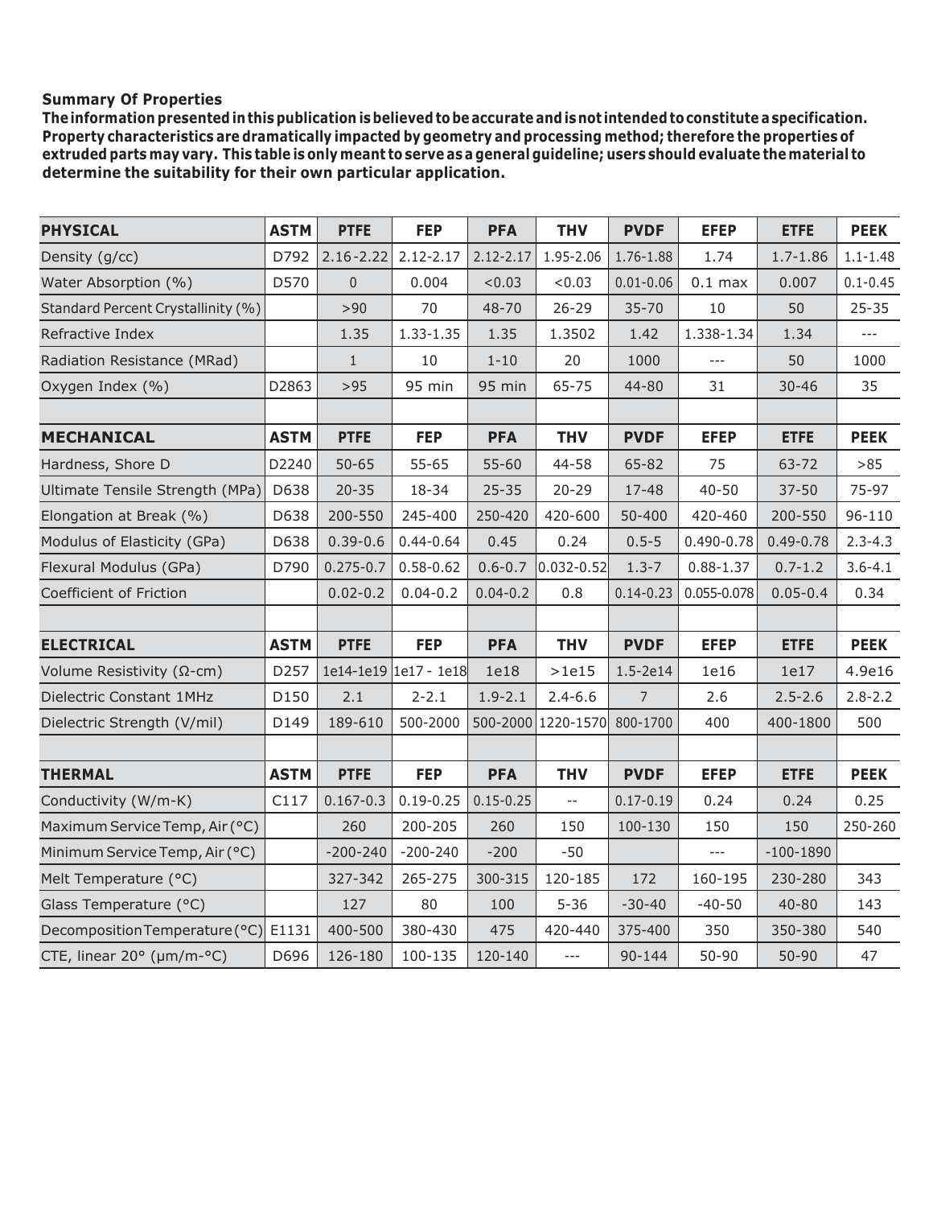**Summary Of Properties**

**The information presented in this publication is believed to be accurate and is not intended to constitute a specification. Property characteristics are dramatically impacted by geometry and processing method; therefore the properties of extruded parts may vary. This table is only meant to serve as a general guideline; users should evaluate the material to determine the suitability for their own particular application.**

| **PHYSICAL** | **ASTM** | **PTFE** | **FEP** | **PFA** | **THV** | **PVDF** | **EFEP** | **ETFE** | **PEEK** |
|---|---|---|---|---|---|---|---|---|---|
| Density (g/cc) | D792 | 2.16-2.22 | 2.12-2.17 | 2.12-2.17 | 1.95-2.06 | 1.76-1.88 | 1.74 | 1.7-1.86 | 1.1-1.48 |
| Water Absorption (%) | D570 | 0 | 0.004 | <0.03 | <0.03 | 0.01-0.06 | 0.1 max | 0.007 | 0.1-0.45 |
| Standard Percent Crystallinity (%) | | >90 | 70 | 48-70 | 26-29 | 35-70 | 10 | 50 | 25-35 |
| Refractive Index | | 1.35 | 1.33-1.35 | 1.35 | 1.3502 | 1.42 | 1.338-1.34 | 1.34 | --- |
| Radiation Resistance (MRad) | | 1 | 10 | 1-10 | 20 | 1000 | --- | 50 | 1000 |
| Oxygen Index (%) | D2863 | >95 | 95 min | 95 min | 65-75 | 44-80 | 31 | 30-46 | 35 |
| | | | | | | | | | |
| **MECHANICAL** | **ASTM** | **PTFE** | **FEP** | **PFA** | **THV** | **PVDF** | **EFEP** | **ETFE** | **PEEK** |
| Hardness, Shore D | D2240 | 50-65 | 55-65 | 55-60 | 44-58 | 65-82 | 75 | 63-72 | >85 |
| Ultimate Tensile Strength (MPa) | D638 | 20-35 | 18-34 | 25-35 | 20-29 | 17-48 | 40-50 | 37-50 | 75-97 |
| Elongation at Break (%) | D638 | 200-550 | 245-400 | 250-420 | 420-600 | 50-400 | 420-460 | 200-550 | 96-110 |
| Modulus of Elasticity (GPa) | D638 | 0.39-0.6 | 0.44-0.64 | 0.45 | 0.24 | 0.5-5 | 0.490-0.78 | 0.49-0.78 | 2.3-4.3 |
| Flexural Modulus (GPa) | D790 | 0.275-0.7 | 0.58-0.62 | 0.6-0.7 | 0.032-0.52 | 1.3-7 | 0.88-1.37 | 0.7-1.2 | 3.6-4.1 |
| Coefficient of Friction | | 0.02-0.2 | 0.04-0.2 | 0.04-0.2 | 0.8 | 0.14-0.23 | 0.055-0.078 | 0.05-0.4 | 0.34 |
| | | | | | | | | | |
| **ELECTRICAL** | **ASTM** | **PTFE** | **FEP** | **PFA** | **THV** | **PVDF** | **EFEP** | **ETFE** | **PEEK** |
| Volume Resistivity (Ω-cm) | D257 | 1e14-1e19 | 1e17 - 1e18 | 1e18 | >1e15 | 1.5-2e14 | 1e16 | 1e17 | 4.9e16 |
| Dielectric Constant 1MHz | D150 | 2.1 | 2-2.1 | 1.9-2.1 | 2.4-6.6 | 7 | 2.6 | 2.5-2.6 | 2.8-2.2 |
| Dielectric Strength (V/mil) | D149 | 189-610 | 500-2000 | 500-2000 | 1220-1570 | 800-1700 | 400 | 400-1800 | 500 |
| | | | | | | | | | |
| **THERMAL** | **ASTM** | **PTFE** | **FEP** | **PFA** | **THV** | **PVDF** | **EFEP** | **ETFE** | **PEEK** |
| Conductivity (W/m-K) | C117 | 0.167-0.3 | 0.19-0.25 | 0.15-0.25 | -- | 0.17-0.19 | 0.24 | 0.24 | 0.25 |
| Maximum Service Temp, Air (°C) | | 260 | 200-205 | 260 | 150 | 100-130 | 150 | 150 | 250-260 |
| Minimum Service Temp, Air (°C) | | -200-240 | -200-240 | -200 | -50 | | --- | -100-1890 | |
| Melt Temperature (°C) | | 327-342 | 265-275 | 300-315 | 120-185 | 172 | 160-195 | 230-280 | 343 |
| Glass Temperature (°C) | | 127 | 80 | 100 | 5-36 | -30-40 | -40-50 | 40-80 | 143 |
| Decomposition Temperature (°C) | E1131 | 400-500 | 380-430 | 475 | 420-440 | 375-400 | 350 | 350-380 | 540 |
| CTE, linear 20° (μm/m-°C) | D696 | 126-180 | 100-135 | 120-140 | --- | 90-144 | 50-90 | 50-90 | 47 |